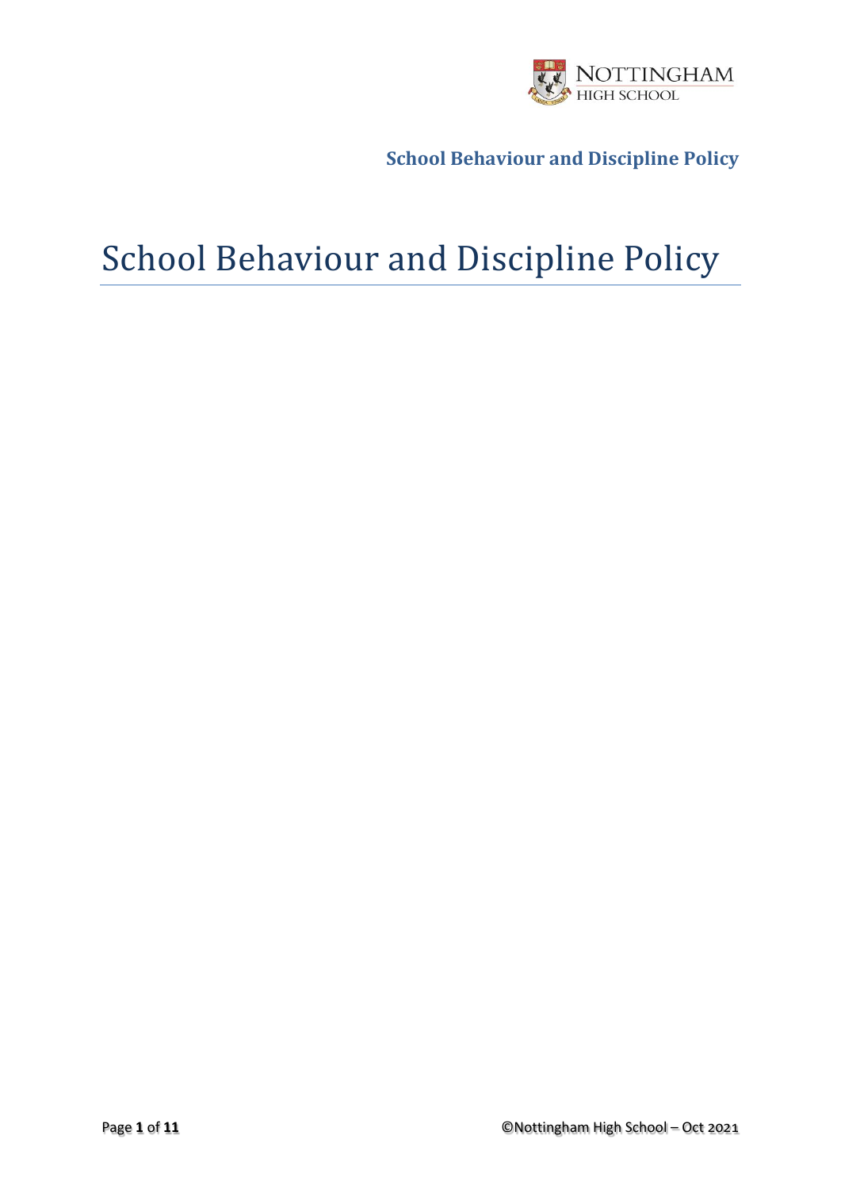# School Behaviour and Discipline Policy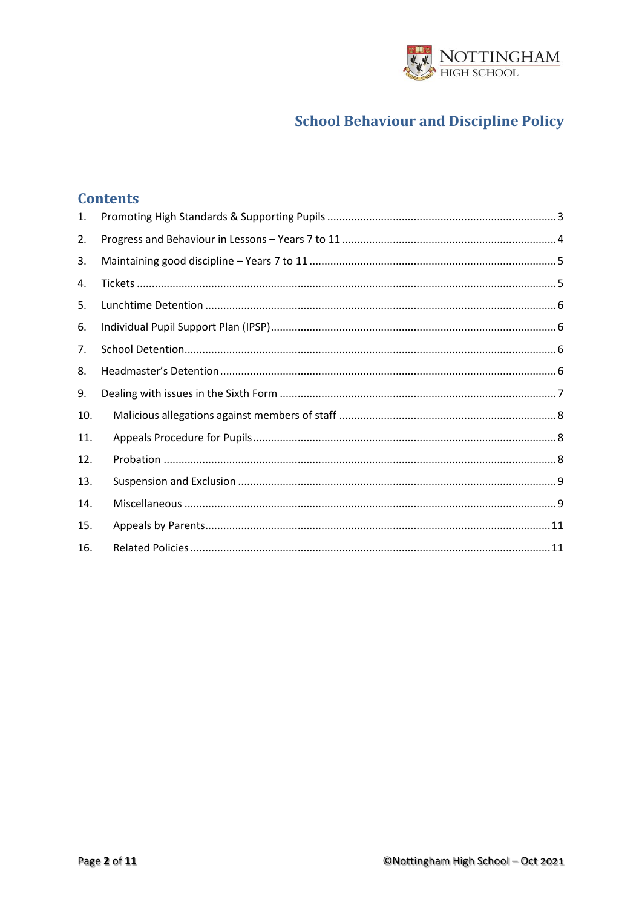# School Behaviour and Discipline Policy

## Contents

1. Promoting High Standards & Supporting Pupils ........ 3
2. Progress and Behaviour in Lessons – Years 7 to 11 ........ 4
3. Maintaining good discipline – Years 7 to 11 ........ 5
4. Tickets ........ 5
5. Lunchtime Detention ........ 6
6. Individual Pupil Support Plan (IPSP) ........ 6
7. School Detention ........ 6
8. Headmaster's Detention ........ 6
9. Dealing with issues in the Sixth Form ........ 7
10. Malicious allegations against members of staff ........ 8
11. Appeals Procedure for Pupils ........ 8
12. Probation ........ 8
13. Suspension and Exclusion ........ 9
14. Miscellaneous ........ 9
15. Appeals by Parents ........ 11
16. Related Policies ........ 11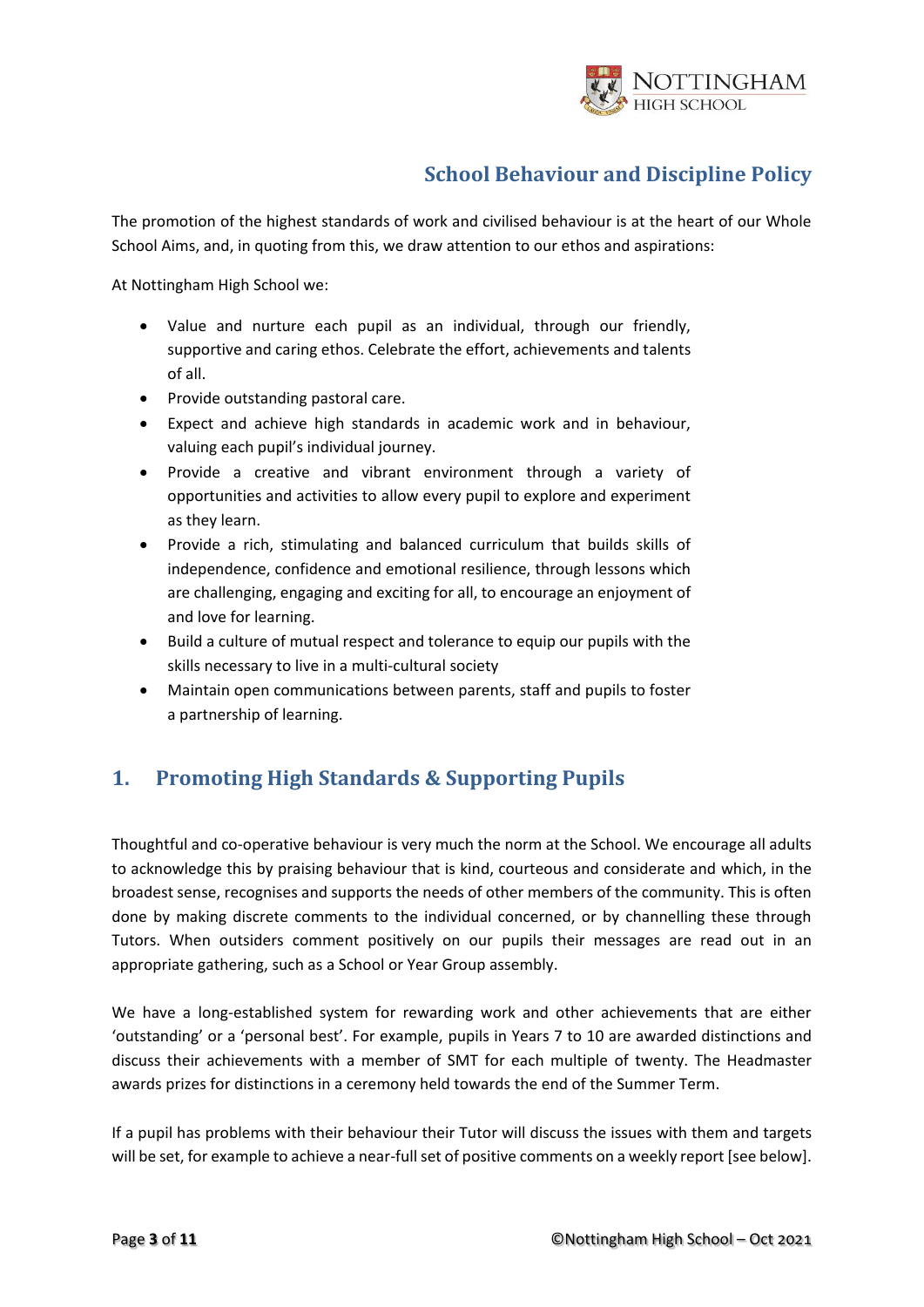## School Behaviour and Discipline Policy

The promotion of the highest standards of work and civilised behaviour is at the heart of our Whole School Aims, and, in quoting from this, we draw attention to our ethos and aspirations:

At Nottingham High School we:

- Value and nurture each pupil as an individual, through our friendly, supportive and caring ethos. Celebrate the effort, achievements and talents of all.
- Provide outstanding pastoral care.
- Expect and achieve high standards in academic work and in behaviour, valuing each pupil's individual journey.
- Provide a creative and vibrant environment through a variety of opportunities and activities to allow every pupil to explore and experiment as they learn.
- Provide a rich, stimulating and balanced curriculum that builds skills of independence, confidence and emotional resilience, through lessons which are challenging, engaging and exciting for all, to encourage an enjoyment of and love for learning.
- Build a culture of mutual respect and tolerance to equip our pupils with the skills necessary to live in a multi-cultural society
- Maintain open communications between parents, staff and pupils to foster a partnership of learning.

## 1. Promoting High Standards & Supporting Pupils

Thoughtful and co-operative behaviour is very much the norm at the School. We encourage all adults to acknowledge this by praising behaviour that is kind, courteous and considerate and which, in the broadest sense, recognises and supports the needs of other members of the community. This is often done by making discrete comments to the individual concerned, or by channelling these through Tutors. When outsiders comment positively on our pupils their messages are read out in an appropriate gathering, such as a School or Year Group assembly.

We have a long-established system for rewarding work and other achievements that are either 'outstanding' or a 'personal best'. For example, pupils in Years 7 to 10 are awarded distinctions and discuss their achievements with a member of SMT for each multiple of twenty. The Headmaster awards prizes for distinctions in a ceremony held towards the end of the Summer Term.

If a pupil has problems with their behaviour their Tutor will discuss the issues with them and targets will be set, for example to achieve a near-full set of positive comments on a weekly report [see below].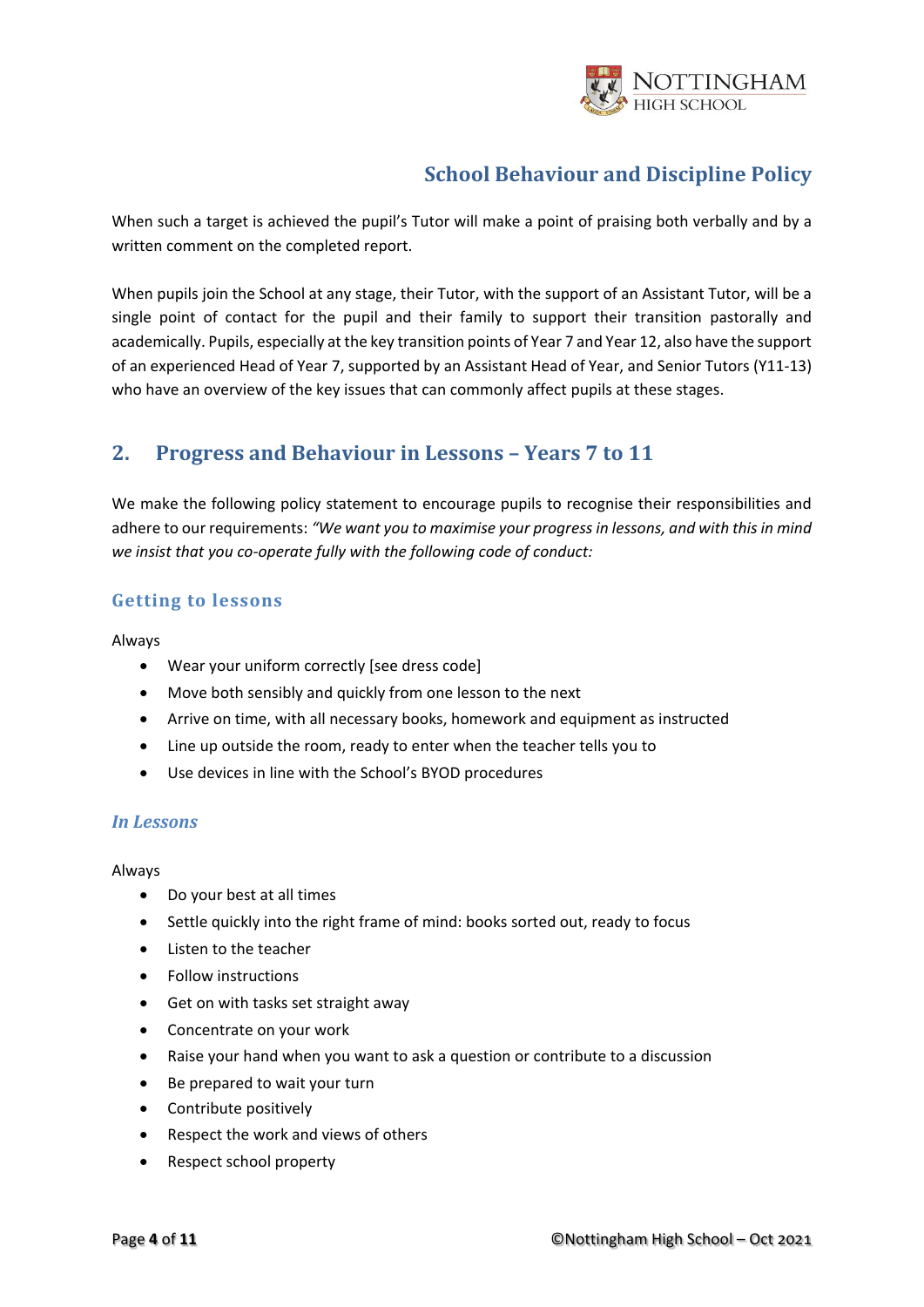When such a target is achieved the pupil's Tutor will make a point of praising both verbally and by a written comment on the completed report.

When pupils join the School at any stage, their Tutor, with the support of an Assistant Tutor, will be a single point of contact for the pupil and their family to support their transition pastorally and academically. Pupils, especially at the key transition points of Year 7 and Year 12, also have the support of an experienced Head of Year 7, supported by an Assistant Head of Year, and Senior Tutors (Y11-13) who have an overview of the key issues that can commonly affect pupils at these stages.

## 2. Progress and Behaviour in Lessons – Years 7 to 11

We make the following policy statement to encourage pupils to recognise their responsibilities and adhere to our requirements: *"We want you to maximise your progress in lessons, and with this in mind we insist that you co-operate fully with the following code of conduct:*

### Getting to lessons

Always

- Wear your uniform correctly [see dress code]
- Move both sensibly and quickly from one lesson to the next
- Arrive on time, with all necessary books, homework and equipment as instructed
- Line up outside the room, ready to enter when the teacher tells you to
- Use devices in line with the School's BYOD procedures

### *In Lessons*

Always

- Do your best at all times
- Settle quickly into the right frame of mind: books sorted out, ready to focus
- Listen to the teacher
- Follow instructions
- Get on with tasks set straight away
- Concentrate on your work
- Raise your hand when you want to ask a question or contribute to a discussion
- Be prepared to wait your turn
- Contribute positively
- Respect the work and views of others
- Respect school property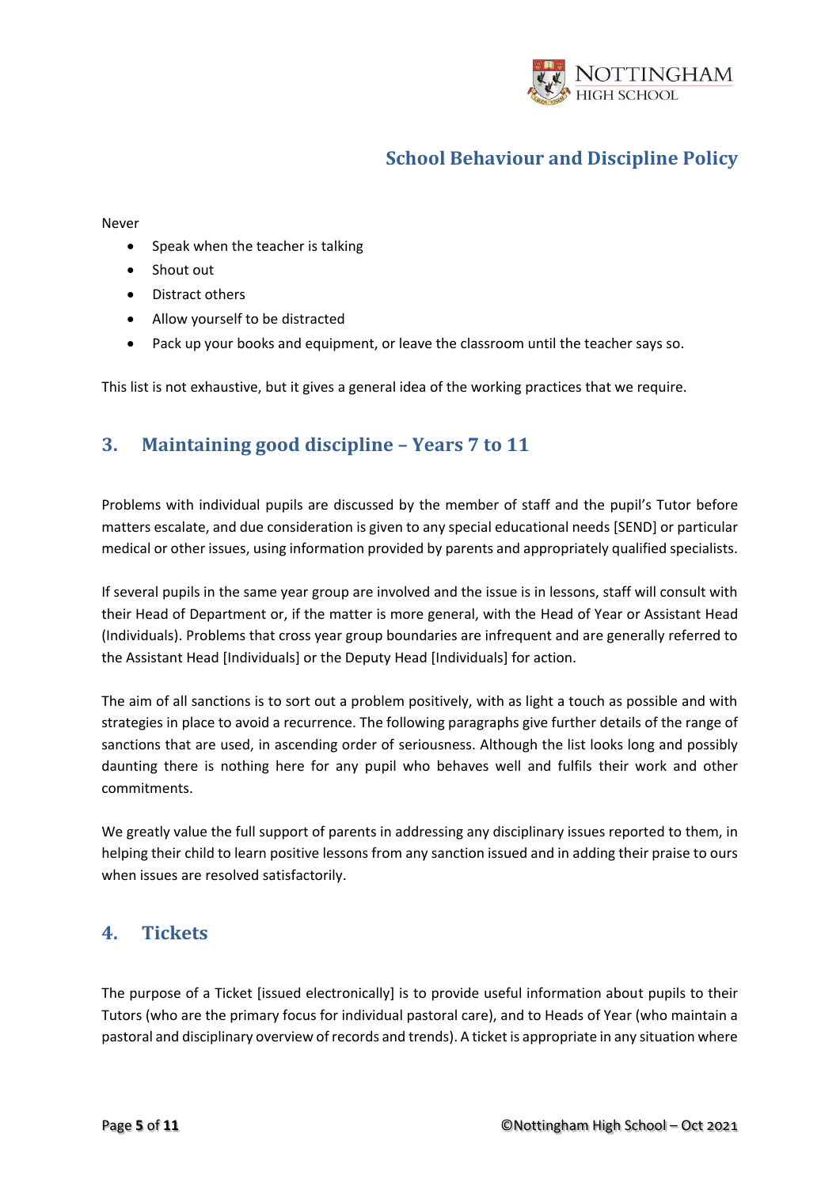Never

- Speak when the teacher is talking
- Shout out
- Distract others
- Allow yourself to be distracted
- Pack up your books and equipment, or leave the classroom until the teacher says so.

This list is not exhaustive, but it gives a general idea of the working practices that we require.

## 3. Maintaining good discipline – Years 7 to 11

Problems with individual pupils are discussed by the member of staff and the pupil's Tutor before matters escalate, and due consideration is given to any special educational needs [SEND] or particular medical or other issues, using information provided by parents and appropriately qualified specialists.

If several pupils in the same year group are involved and the issue is in lessons, staff will consult with their Head of Department or, if the matter is more general, with the Head of Year or Assistant Head (Individuals). Problems that cross year group boundaries are infrequent and are generally referred to the Assistant Head [Individuals] or the Deputy Head [Individuals] for action.

The aim of all sanctions is to sort out a problem positively, with as light a touch as possible and with strategies in place to avoid a recurrence. The following paragraphs give further details of the range of sanctions that are used, in ascending order of seriousness. Although the list looks long and possibly daunting there is nothing here for any pupil who behaves well and fulfils their work and other commitments.

We greatly value the full support of parents in addressing any disciplinary issues reported to them, in helping their child to learn positive lessons from any sanction issued and in adding their praise to ours when issues are resolved satisfactorily.

## 4. Tickets

The purpose of a Ticket [issued electronically] is to provide useful information about pupils to their Tutors (who are the primary focus for individual pastoral care), and to Heads of Year (who maintain a pastoral and disciplinary overview of records and trends). A ticket is appropriate in any situation where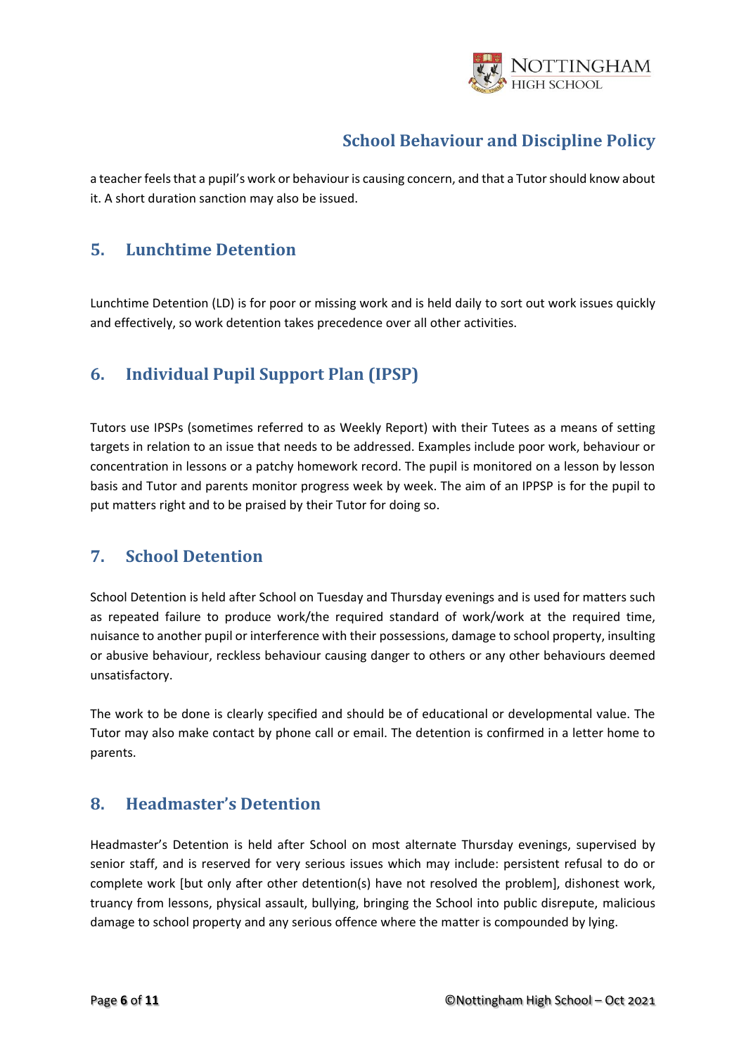a teacher feels that a pupil's work or behaviour is causing concern, and that a Tutor should know about it. A short duration sanction may also be issued.

## 5. Lunchtime Detention

Lunchtime Detention (LD) is for poor or missing work and is held daily to sort out work issues quickly and effectively, so work detention takes precedence over all other activities.

## 6. Individual Pupil Support Plan (IPSP)

Tutors use IPSPs (sometimes referred to as Weekly Report) with their Tutees as a means of setting targets in relation to an issue that needs to be addressed. Examples include poor work, behaviour or concentration in lessons or a patchy homework record. The pupil is monitored on a lesson by lesson basis and Tutor and parents monitor progress week by week. The aim of an IPPSP is for the pupil to put matters right and to be praised by their Tutor for doing so.

## 7. School Detention

School Detention is held after School on Tuesday and Thursday evenings and is used for matters such as repeated failure to produce work/the required standard of work/work at the required time, nuisance to another pupil or interference with their possessions, damage to school property, insulting or abusive behaviour, reckless behaviour causing danger to others or any other behaviours deemed unsatisfactory.

The work to be done is clearly specified and should be of educational or developmental value. The Tutor may also make contact by phone call or email. The detention is confirmed in a letter home to parents.

## 8. Headmaster's Detention

Headmaster's Detention is held after School on most alternate Thursday evenings, supervised by senior staff, and is reserved for very serious issues which may include: persistent refusal to do or complete work [but only after other detention(s) have not resolved the problem], dishonest work, truancy from lessons, physical assault, bullying, bringing the School into public disrepute, malicious damage to school property and any serious offence where the matter is compounded by lying.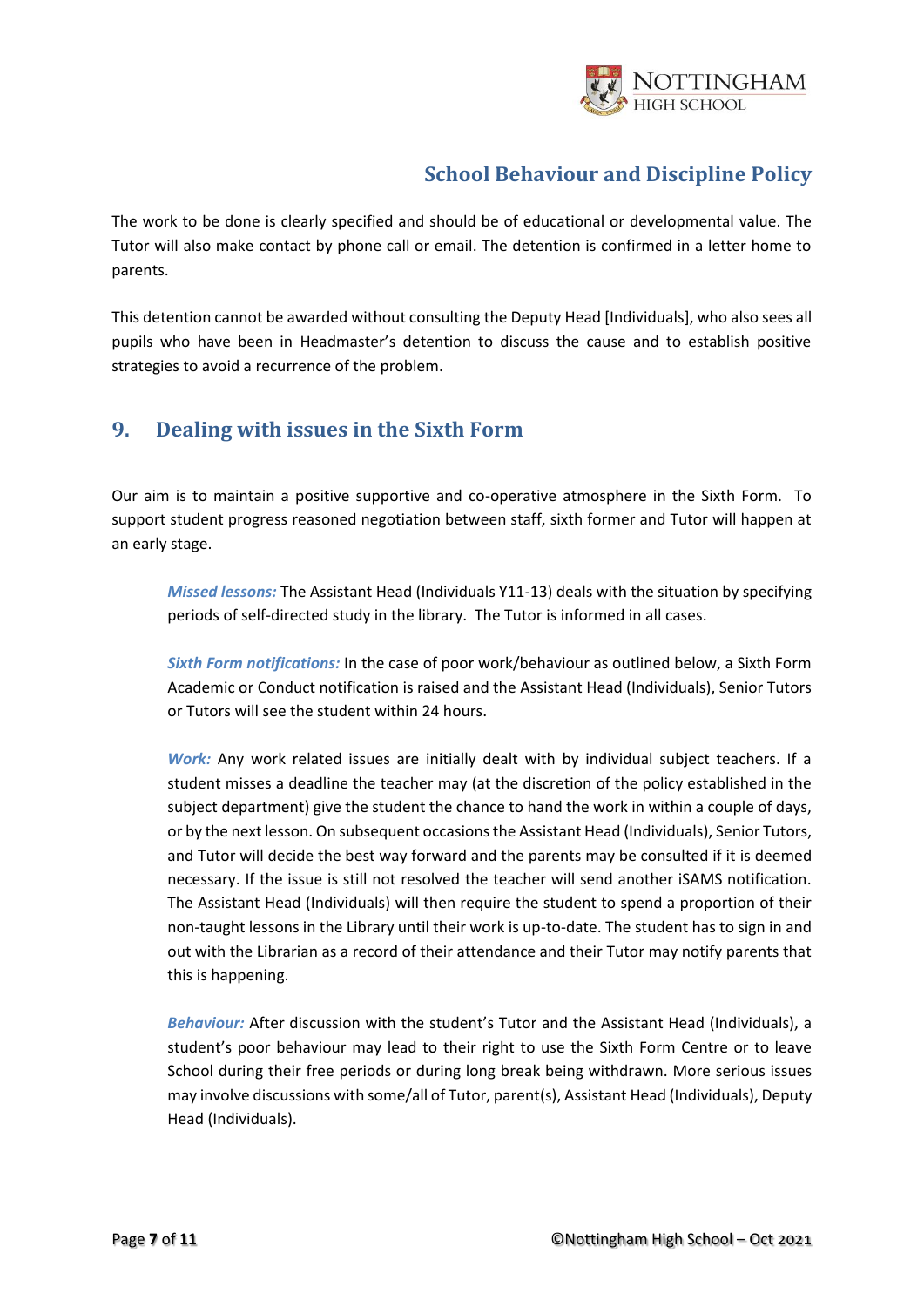The work to be done is clearly specified and should be of educational or developmental value. The Tutor will also make contact by phone call or email. The detention is confirmed in a letter home to parents.

This detention cannot be awarded without consulting the Deputy Head [Individuals], who also sees all pupils who have been in Headmaster's detention to discuss the cause and to establish positive strategies to avoid a recurrence of the problem.

## 9. Dealing with issues in the Sixth Form

Our aim is to maintain a positive supportive and co-operative atmosphere in the Sixth Form. To support student progress reasoned negotiation between staff, sixth former and Tutor will happen at an early stage.

***Missed lessons:*** The Assistant Head (Individuals Y11-13) deals with the situation by specifying periods of self-directed study in the library. The Tutor is informed in all cases.

***Sixth Form notifications:*** In the case of poor work/behaviour as outlined below, a Sixth Form Academic or Conduct notification is raised and the Assistant Head (Individuals), Senior Tutors or Tutors will see the student within 24 hours.

***Work:*** Any work related issues are initially dealt with by individual subject teachers. If a student misses a deadline the teacher may (at the discretion of the policy established in the subject department) give the student the chance to hand the work in within a couple of days, or by the next lesson. On subsequent occasions the Assistant Head (Individuals), Senior Tutors, and Tutor will decide the best way forward and the parents may be consulted if it is deemed necessary. If the issue is still not resolved the teacher will send another iSAMS notification. The Assistant Head (Individuals) will then require the student to spend a proportion of their non-taught lessons in the Library until their work is up-to-date. The student has to sign in and out with the Librarian as a record of their attendance and their Tutor may notify parents that this is happening.

***Behaviour:*** After discussion with the student's Tutor and the Assistant Head (Individuals), a student's poor behaviour may lead to their right to use the Sixth Form Centre or to leave School during their free periods or during long break being withdrawn. More serious issues may involve discussions with some/all of Tutor, parent(s), Assistant Head (Individuals), Deputy Head (Individuals).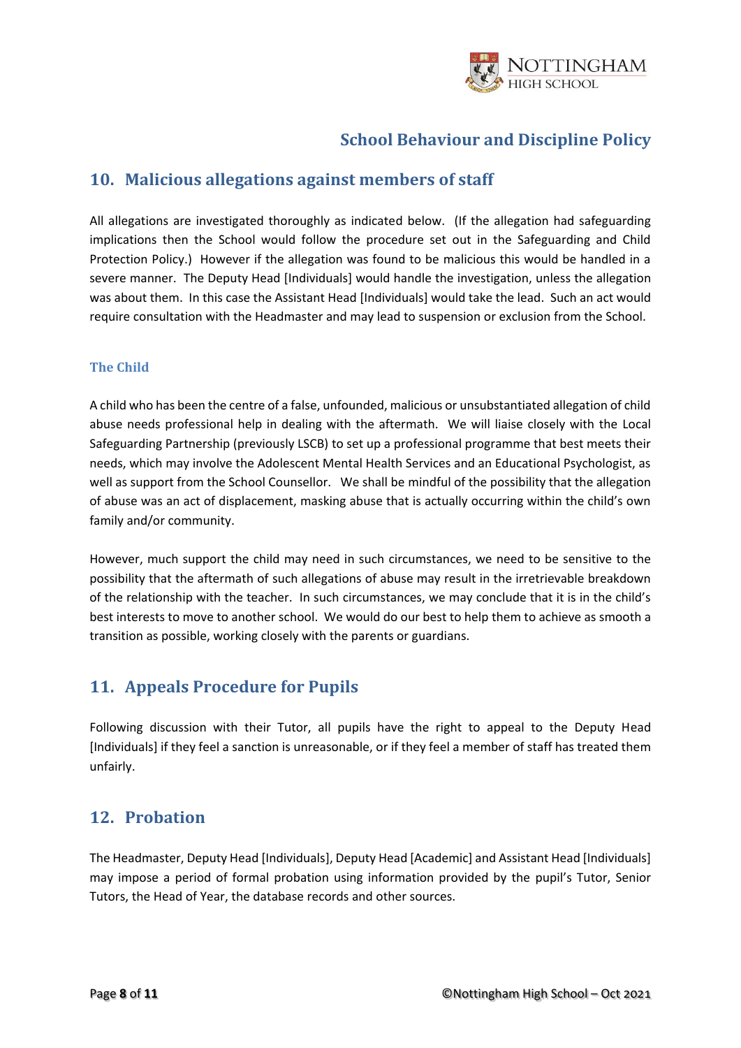## 10. Malicious allegations against members of staff

All allegations are investigated thoroughly as indicated below. (If the allegation had safeguarding implications then the School would follow the procedure set out in the Safeguarding and Child Protection Policy.) However if the allegation was found to be malicious this would be handled in a severe manner. The Deputy Head [Individuals] would handle the investigation, unless the allegation was about them. In this case the Assistant Head [Individuals] would take the lead. Such an act would require consultation with the Headmaster and may lead to suspension or exclusion from the School.

### The Child

A child who has been the centre of a false, unfounded, malicious or unsubstantiated allegation of child abuse needs professional help in dealing with the aftermath. We will liaise closely with the Local Safeguarding Partnership (previously LSCB) to set up a professional programme that best meets their needs, which may involve the Adolescent Mental Health Services and an Educational Psychologist, as well as support from the School Counsellor. We shall be mindful of the possibility that the allegation of abuse was an act of displacement, masking abuse that is actually occurring within the child's own family and/or community.

However, much support the child may need in such circumstances, we need to be sensitive to the possibility that the aftermath of such allegations of abuse may result in the irretrievable breakdown of the relationship with the teacher. In such circumstances, we may conclude that it is in the child's best interests to move to another school. We would do our best to help them to achieve as smooth a transition as possible, working closely with the parents or guardians.

## 11. Appeals Procedure for Pupils

Following discussion with their Tutor, all pupils have the right to appeal to the Deputy Head [Individuals] if they feel a sanction is unreasonable, or if they feel a member of staff has treated them unfairly.

## 12. Probation

The Headmaster, Deputy Head [Individuals], Deputy Head [Academic] and Assistant Head [Individuals] may impose a period of formal probation using information provided by the pupil's Tutor, Senior Tutors, the Head of Year, the database records and other sources.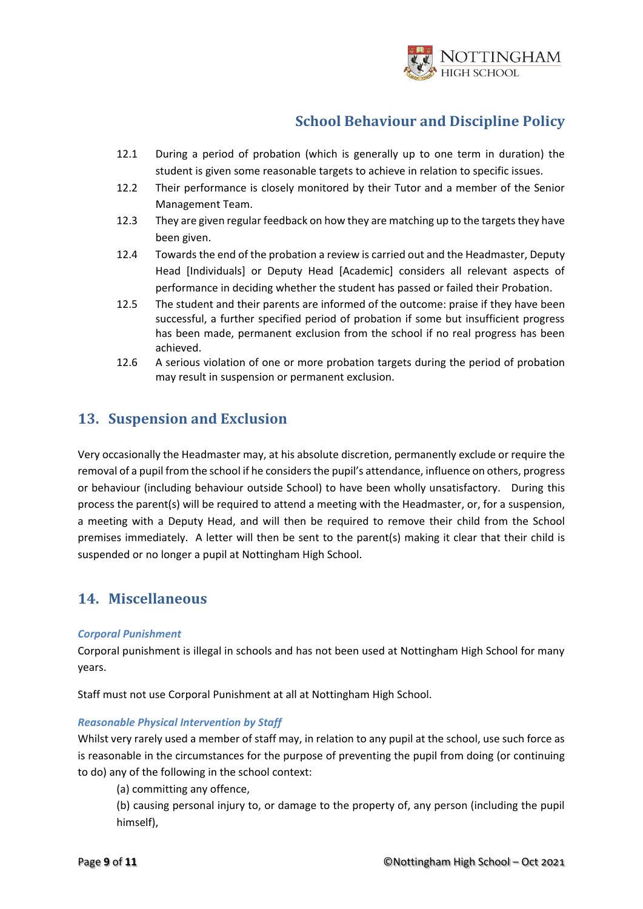12.1 During a period of probation (which is generally up to one term in duration) the student is given some reasonable targets to achieve in relation to specific issues.

12.2 Their performance is closely monitored by their Tutor and a member of the Senior Management Team.

12.3 They are given regular feedback on how they are matching up to the targets they have been given.

12.4 Towards the end of the probation a review is carried out and the Headmaster, Deputy Head [Individuals] or Deputy Head [Academic] considers all relevant aspects of performance in deciding whether the student has passed or failed their Probation.

12.5 The student and their parents are informed of the outcome: praise if they have been successful, a further specified period of probation if some but insufficient progress has been made, permanent exclusion from the school if no real progress has been achieved.

12.6 A serious violation of one or more probation targets during the period of probation may result in suspension or permanent exclusion.

## 13. Suspension and Exclusion

Very occasionally the Headmaster may, at his absolute discretion, permanently exclude or require the removal of a pupil from the school if he considers the pupil's attendance, influence on others, progress or behaviour (including behaviour outside School) to have been wholly unsatisfactory. During this process the parent(s) will be required to attend a meeting with the Headmaster, or, for a suspension, a meeting with a Deputy Head, and will then be required to remove their child from the School premises immediately. A letter will then be sent to the parent(s) making it clear that their child is suspended or no longer a pupil at Nottingham High School.

## 14. Miscellaneous

***Corporal Punishment***

Corporal punishment is illegal in schools and has not been used at Nottingham High School for many years.

Staff must not use Corporal Punishment at all at Nottingham High School.

***Reasonable Physical Intervention by Staff***

Whilst very rarely used a member of staff may, in relation to any pupil at the school, use such force as is reasonable in the circumstances for the purpose of preventing the pupil from doing (or continuing to do) any of the following in the school context:

(a) committing any offence,

(b) causing personal injury to, or damage to the property of, any person (including the pupil himself),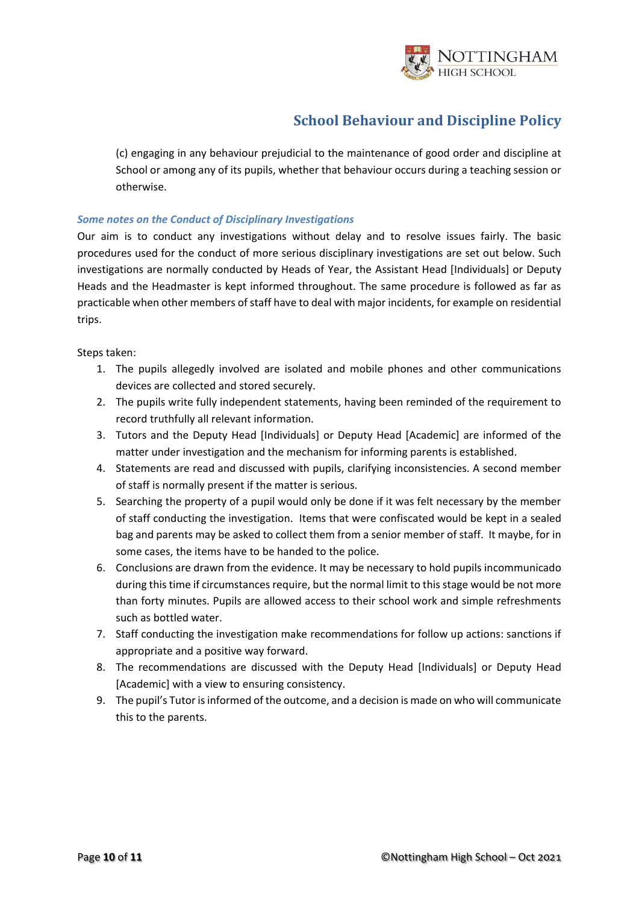(c) engaging in any behaviour prejudicial to the maintenance of good order and discipline at School or among any of its pupils, whether that behaviour occurs during a teaching session or otherwise.

### *Some notes on the Conduct of Disciplinary Investigations*

Our aim is to conduct any investigations without delay and to resolve issues fairly. The basic procedures used for the conduct of more serious disciplinary investigations are set out below. Such investigations are normally conducted by Heads of Year, the Assistant Head [Individuals] or Deputy Heads and the Headmaster is kept informed throughout. The same procedure is followed as far as practicable when other members of staff have to deal with major incidents, for example on residential trips.

Steps taken:

1. The pupils allegedly involved are isolated and mobile phones and other communications devices are collected and stored securely.
2. The pupils write fully independent statements, having been reminded of the requirement to record truthfully all relevant information.
3. Tutors and the Deputy Head [Individuals] or Deputy Head [Academic] are informed of the matter under investigation and the mechanism for informing parents is established.
4. Statements are read and discussed with pupils, clarifying inconsistencies. A second member of staff is normally present if the matter is serious.
5. Searching the property of a pupil would only be done if it was felt necessary by the member of staff conducting the investigation. Items that were confiscated would be kept in a sealed bag and parents may be asked to collect them from a senior member of staff. It maybe, for in some cases, the items have to be handed to the police.
6. Conclusions are drawn from the evidence. It may be necessary to hold pupils incommunicado during this time if circumstances require, but the normal limit to this stage would be not more than forty minutes. Pupils are allowed access to their school work and simple refreshments such as bottled water.
7. Staff conducting the investigation make recommendations for follow up actions: sanctions if appropriate and a positive way forward.
8. The recommendations are discussed with the Deputy Head [Individuals] or Deputy Head [Academic] with a view to ensuring consistency.
9. The pupil's Tutor is informed of the outcome, and a decision is made on who will communicate this to the parents.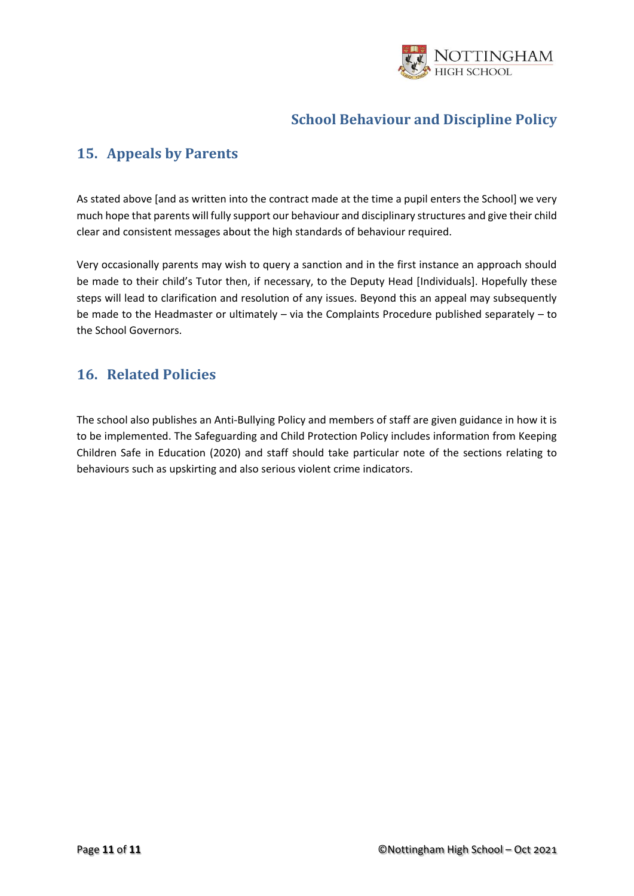## 15. Appeals by Parents

As stated above [and as written into the contract made at the time a pupil enters the School] we very much hope that parents will fully support our behaviour and disciplinary structures and give their child clear and consistent messages about the high standards of behaviour required.

Very occasionally parents may wish to query a sanction and in the first instance an approach should be made to their child's Tutor then, if necessary, to the Deputy Head [Individuals]. Hopefully these steps will lead to clarification and resolution of any issues. Beyond this an appeal may subsequently be made to the Headmaster or ultimately – via the Complaints Procedure published separately – to the School Governors.

## 16. Related Policies

The school also publishes an Anti-Bullying Policy and members of staff are given guidance in how it is to be implemented. The Safeguarding and Child Protection Policy includes information from Keeping Children Safe in Education (2020) and staff should take particular note of the sections relating to behaviours such as upskirting and also serious violent crime indicators.